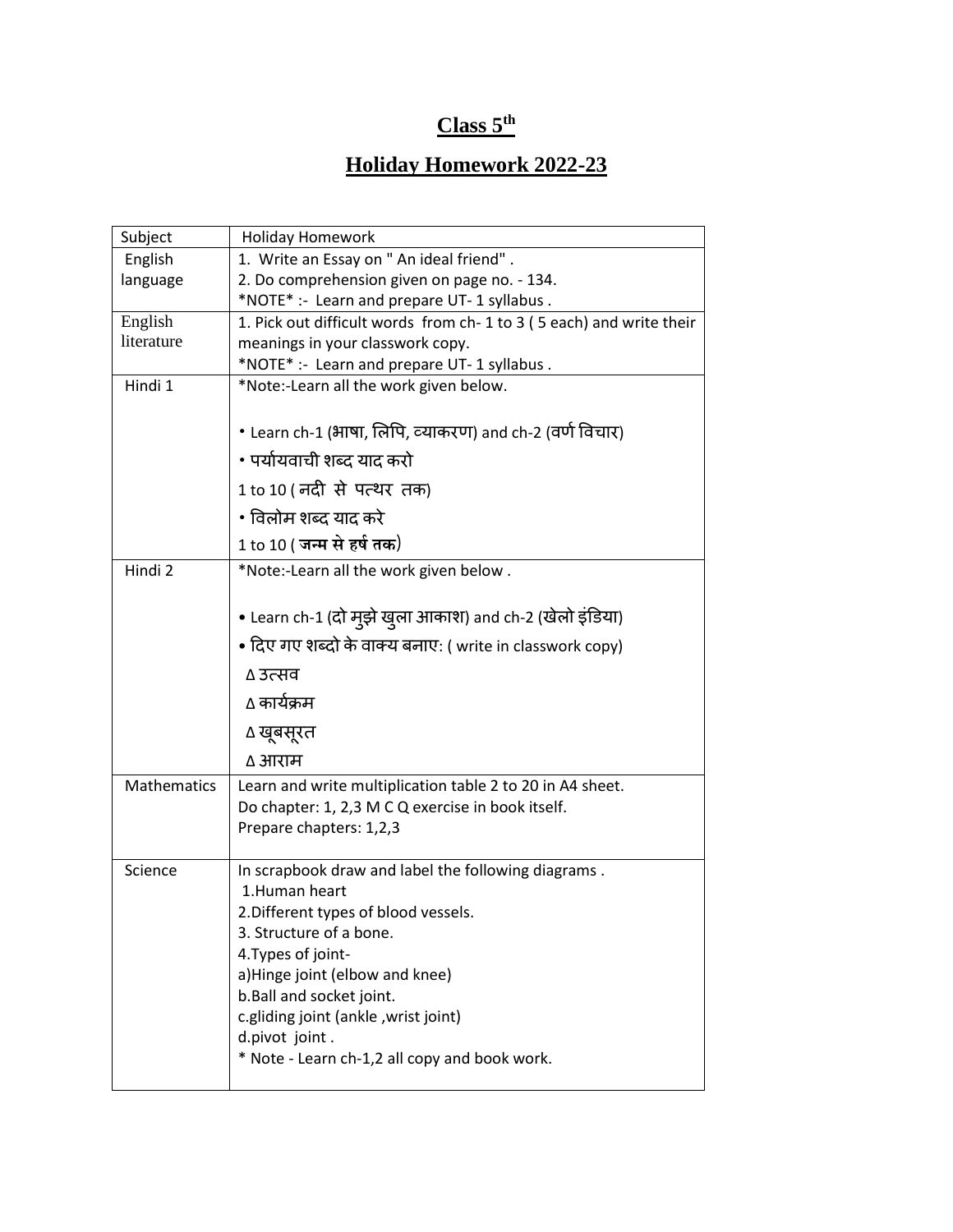# Class 5th

## Holiday Homework 2022-23

| Subject | Holiday Homework |
|---|---|
| English language | 1. Write an Essay on " An ideal friend" .<br>2. Do comprehension given on page no. - 134.<br>*NOTE* :- Learn and prepare UT- 1 syllabus . |
| English literature | 1. Pick out difficult words from ch- 1 to 3 ( 5 each) and write their meanings in your classwork copy.<br>*NOTE* :- Learn and prepare UT- 1 syllabus . |
| Hindi 1 | *Note:-Learn all the work given below.<br><br>• Learn ch-1 (भाषा, लिपि, व्याकरण) and ch-2 (वर्ण विचार)<br>• पर्यायवाची शब्द याद करो<br>1 to 10 ( नदी से पत्थर तक)<br>• विलोम शब्द याद करे<br>1 to 10 ( **जन्म से हर्ष तक**) |
| Hindi 2 | *Note:-Learn all the work given below .<br><br>• Learn ch-1 (दो मुझे खुला आकाश) and ch-2 (खेलो इंडिया)<br>• दिए गए शब्दो के वाक्य बनाए: ( write in classwork copy)<br>Δ उत्सव<br>Δ कार्यक्रम<br>Δ खूबसूरत<br>Δ आराम |
| Mathematics | Learn and write multiplication table 2 to 20 in A4 sheet.<br>Do chapter: 1, 2,3 M C Q exercise in book itself.<br>Prepare chapters: 1,2,3 |
| Science | In scrapbook draw and label the following diagrams .<br>1.Human heart<br>2.Different types of blood vessels.<br>3. Structure of a bone.<br>4.Types of joint-<br>a)Hinge joint (elbow and knee)<br>b.Ball and socket joint.<br>c.gliding joint (ankle ,wrist joint)<br>d.pivot joint .<br>* Note - Learn ch-1,2 all copy and book work. |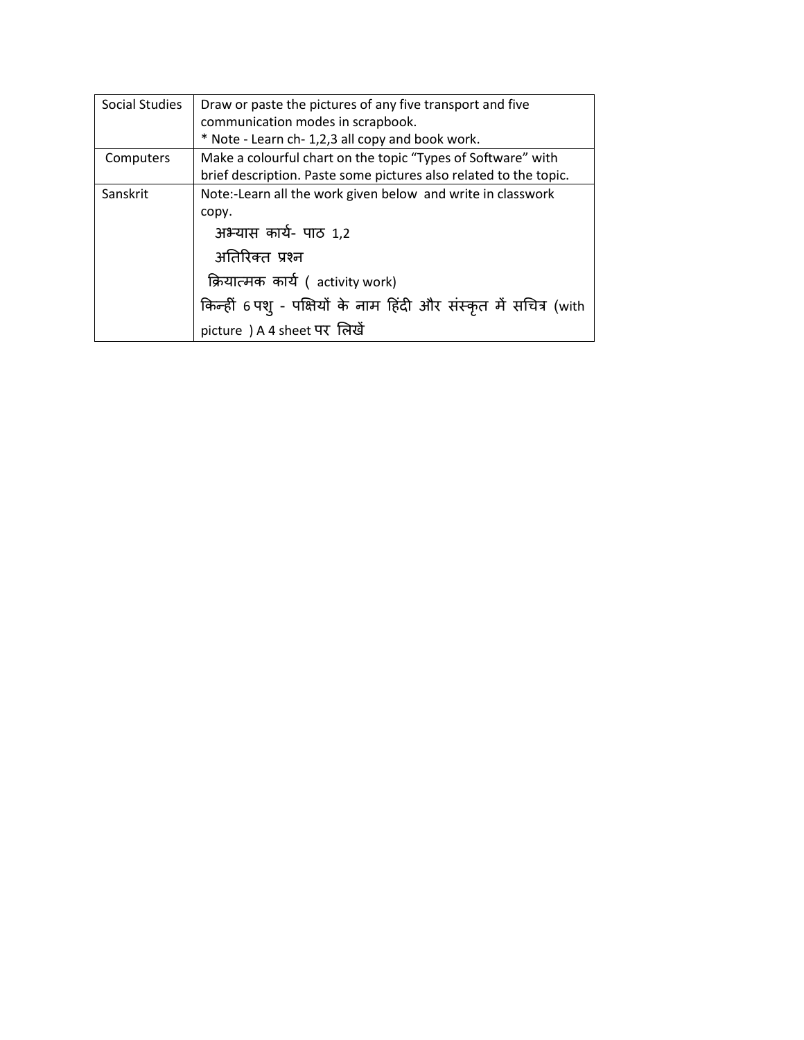| | |
|---|---|
| Social Studies | Draw or paste the pictures of any five transport and five communication modes in scrapbook.<br>* Note - Learn ch- 1,2,3 all copy and book work. |
| Computers | Make a colourful chart on the topic "Types of Software" with brief description. Paste some pictures also related to the topic. |
| Sanskrit | Note:-Learn all the work given below and write in classwork copy.<br>अभ्यास कार्य- पाठ 1,2<br>अतिरिक्त प्रश्न<br>क्रियात्मक कार्य ( activity work)<br>किन्हीं 6 पशु - पक्षियों के नाम हिंदी और संस्कृत में सचित्र (with picture ) A 4 sheet पर लिखें |